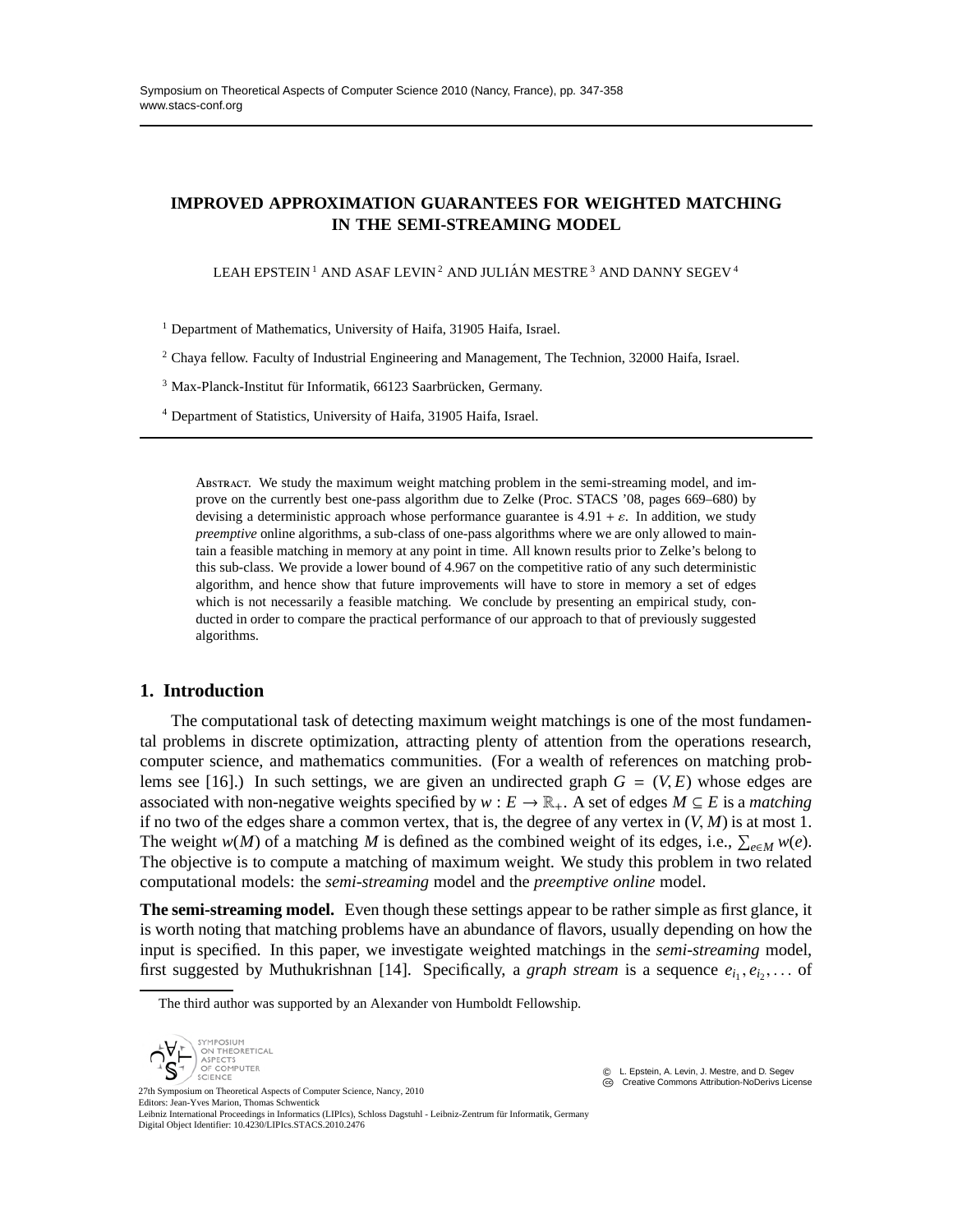# IMPROVED APPROXIMATION GUARANTEES FOR WEIGHTED MATCHING IN THE SEMI-STREAMING MODEL

LEAH EPSTEIN [1] AND ASAF LEVIN [2] AND JULIÁN MESTRE [3] AND DANNY SEGEV [4]

[1] Department of Mathematics, University of Haifa, 31905 Haifa, Israel.

[2] Chaya fellow. Faculty of Industrial Engineering and Management, The Technion, 32000 Haifa, Israel.

[3] Max-Planck-Institut für Informatik, 66123 Saarbrücken, Germany.

[4] Department of Statistics, University of Haifa, 31905 Haifa, Israel.

Abstract. We study the maximum weight matching problem in the semi-streaming model, and improve on the currently best one-pass algorithm due to Zelke (Proc. STACS '08, pages 669–680) by devising a deterministic approach whose performance guarantee is $4.91 + \varepsilon$. In addition, we study *preemptive* online algorithms, a sub-class of one-pass algorithms where we are only allowed to maintain a feasible matching in memory at any point in time. All known results prior to Zelke's belong to this sub-class. We provide a lower bound of 4.967 on the competitive ratio of any such deterministic algorithm, and hence show that future improvements will have to store in memory a set of edges which is not necessarily a feasible matching. We conclude by presenting an empirical study, conducted in order to compare the practical performance of our approach to that of previously suggested algorithms.

## 1. Introduction

The computational task of detecting maximum weight matchings is one of the most fundamental problems in discrete optimization, attracting plenty of attention from the operations research, computer science, and mathematics communities. (For a wealth of references on matching problems see [16].) In such settings, we are given an undirected graph $G = (V, E)$ whose edges are associated with non-negative weights specified by $w : E \to \mathbb{R}_+$. A set of edges $M \subseteq E$ is a *matching* if no two of the edges share a common vertex, that is, the degree of any vertex in $(V, M)$ is at most 1. The weight $w(M)$ of a matching $M$ is defined as the combined weight of its edges, i.e., $\sum_{e \in M} w(e)$. The objective is to compute a matching of maximum weight. We study this problem in two related computational models: the *semi-streaming* model and the *preemptive online* model.

**The semi-streaming model.** Even though these settings appear to be rather simple as first glance, it is worth noting that matching problems have an abundance of flavors, usually depending on how the input is specified. In this paper, we investigate weighted matchings in the *semi-streaming* model, first suggested by Muthukrishnan [14]. Specifically, a *graph stream* is a sequence $e_{i_1}, e_{i_2}, \ldots$ of

The third author was supported by an Alexander von Humboldt Fellowship.

© L. Epstein, A. Levin, J. Mestre, and D. Segev
Creative Commons Attribution-NoDerivs License

27th Symposium on Theoretical Aspects of Computer Science, Nancy, 2010
Editors: Jean-Yves Marion, Thomas Schwentick
Leibniz International Proceedings in Informatics (LIPIcs), Schloss Dagstuhl - Leibniz-Zentrum für Informatik, Germany
Digital Object Identifier: 10.4230/LIPIcs.STACS.2010.2476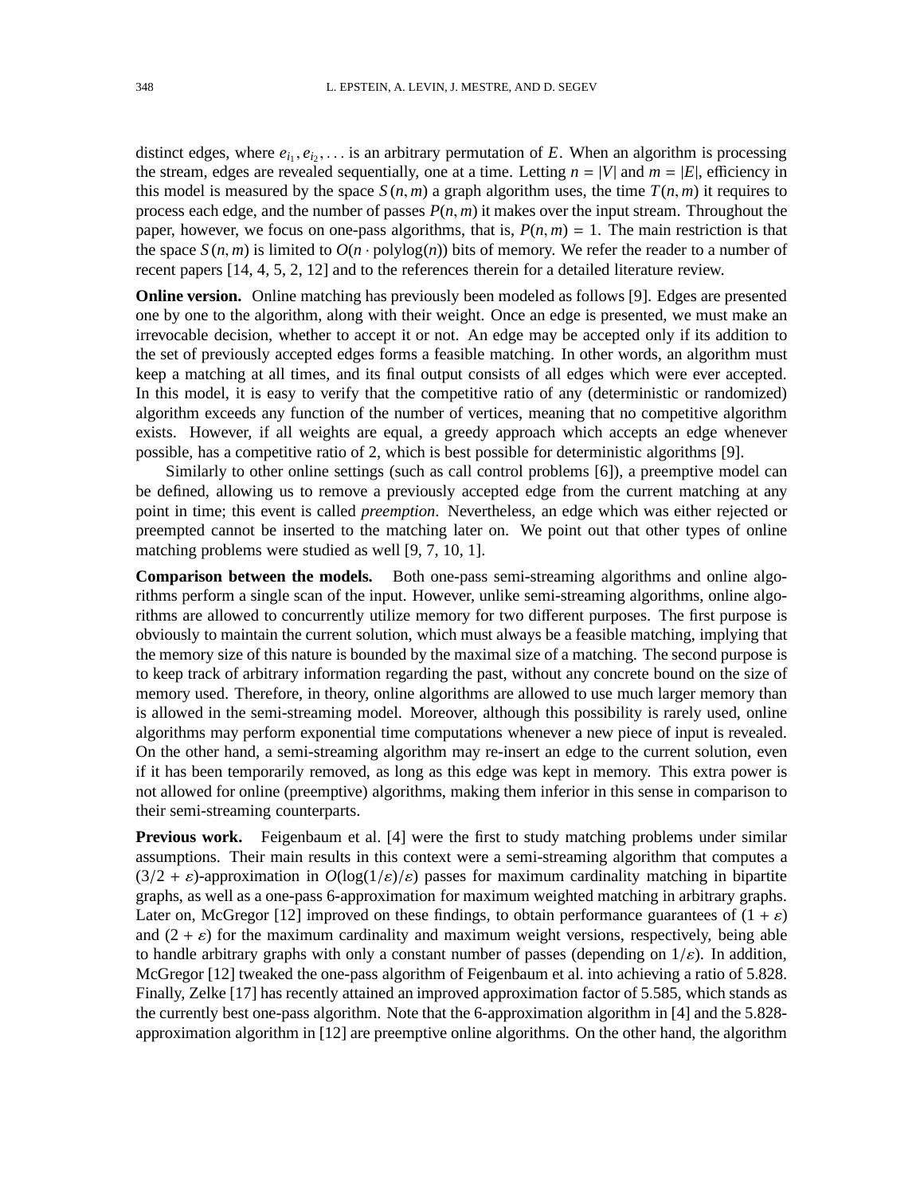distinct edges, where $e_{i_1}, e_{i_2}, \ldots$ is an arbitrary permutation of $E$. When an algorithm is processing the stream, edges are revealed sequentially, one at a time. Letting $n = |V|$ and $m = |E|$, efficiency in this model is measured by the space $S(n, m)$ a graph algorithm uses, the time $T(n, m)$ it requires to process each edge, and the number of passes $P(n, m)$ it makes over the input stream. Throughout the paper, however, we focus on one-pass algorithms, that is, $P(n, m) = 1$. The main restriction is that the space $S(n, m)$ is limited to $O(n \cdot \text{polylog}(n))$ bits of memory. We refer the reader to a number of recent papers [14, 4, 5, 2, 12] and to the references therein for a detailed literature review.

**Online version.** Online matching has previously been modeled as follows [9]. Edges are presented one by one to the algorithm, along with their weight. Once an edge is presented, we must make an irrevocable decision, whether to accept it or not. An edge may be accepted only if its addition to the set of previously accepted edges forms a feasible matching. In other words, an algorithm must keep a matching at all times, and its final output consists of all edges which were ever accepted. In this model, it is easy to verify that the competitive ratio of any (deterministic or randomized) algorithm exceeds any function of the number of vertices, meaning that no competitive algorithm exists. However, if all weights are equal, a greedy approach which accepts an edge whenever possible, has a competitive ratio of 2, which is best possible for deterministic algorithms [9].

Similarly to other online settings (such as call control problems [6]), a preemptive model can be defined, allowing us to remove a previously accepted edge from the current matching at any point in time; this event is called *preemption*. Nevertheless, an edge which was either rejected or preempted cannot be inserted to the matching later on. We point out that other types of online matching problems were studied as well [9, 7, 10, 1].

**Comparison between the models.** Both one-pass semi-streaming algorithms and online algorithms perform a single scan of the input. However, unlike semi-streaming algorithms, online algorithms are allowed to concurrently utilize memory for two different purposes. The first purpose is obviously to maintain the current solution, which must always be a feasible matching, implying that the memory size of this nature is bounded by the maximal size of a matching. The second purpose is to keep track of arbitrary information regarding the past, without any concrete bound on the size of memory used. Therefore, in theory, online algorithms are allowed to use much larger memory than is allowed in the semi-streaming model. Moreover, although this possibility is rarely used, online algorithms may perform exponential time computations whenever a new piece of input is revealed. On the other hand, a semi-streaming algorithm may re-insert an edge to the current solution, even if it has been temporarily removed, as long as this edge was kept in memory. This extra power is not allowed for online (preemptive) algorithms, making them inferior in this sense in comparison to their semi-streaming counterparts.

**Previous work.** Feigenbaum et al. [4] were the first to study matching problems under similar assumptions. Their main results in this context were a semi-streaming algorithm that computes a $(3/2 + \varepsilon)$-approximation in $O(\log(1/\varepsilon)/\varepsilon)$ passes for maximum cardinality matching in bipartite graphs, as well as a one-pass 6-approximation for maximum weighted matching in arbitrary graphs. Later on, McGregor [12] improved on these findings, to obtain performance guarantees of $(1 + \varepsilon)$ and $(2 + \varepsilon)$ for the maximum cardinality and maximum weight versions, respectively, being able to handle arbitrary graphs with only a constant number of passes (depending on $1/\varepsilon$). In addition, McGregor [12] tweaked the one-pass algorithm of Feigenbaum et al. into achieving a ratio of 5.828. Finally, Zelke [17] has recently attained an improved approximation factor of 5.585, which stands as the currently best one-pass algorithm. Note that the 6-approximation algorithm in [4] and the 5.828-approximation algorithm in [12] are preemptive online algorithms. On the other hand, the algorithm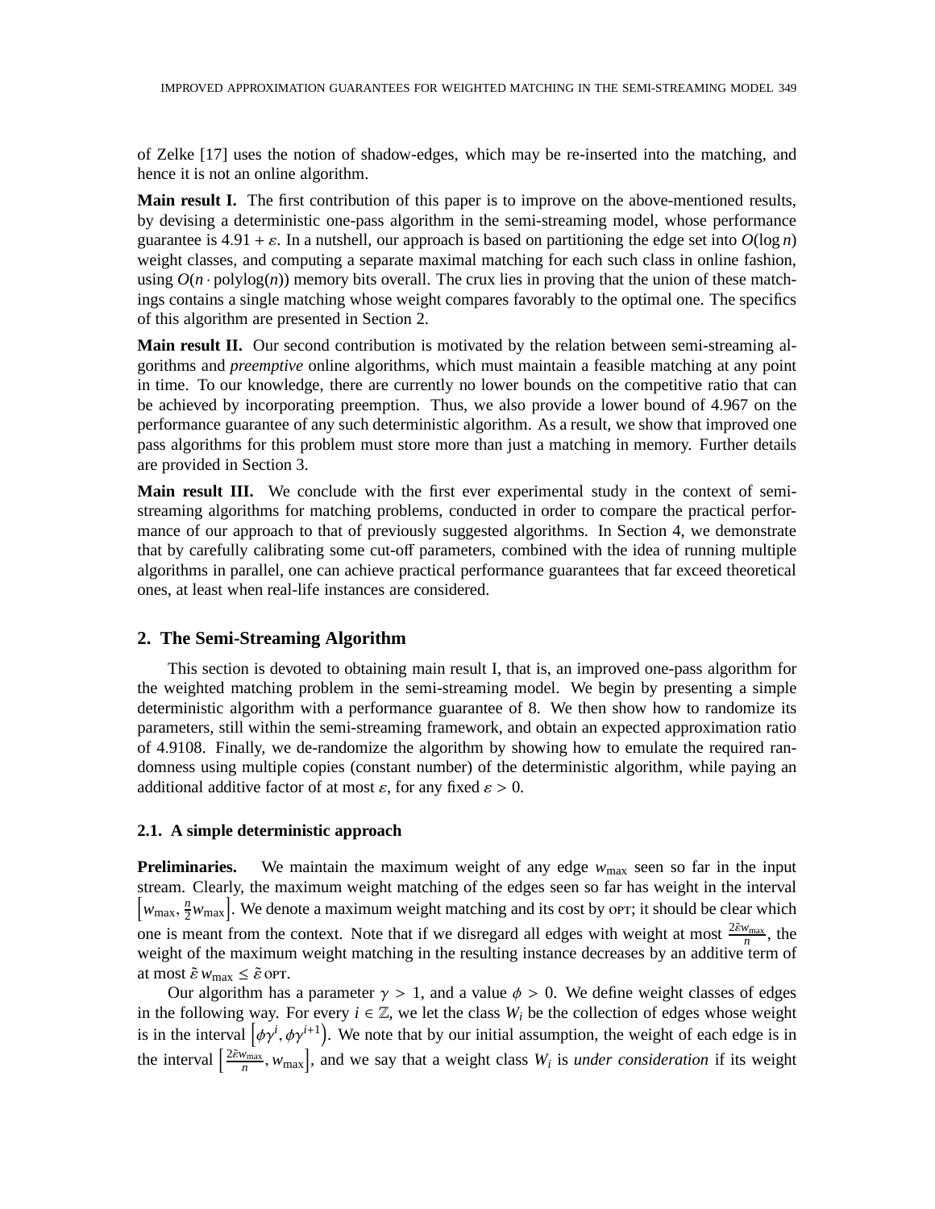of Zelke [17] uses the notion of shadow-edges, which may be re-inserted into the matching, and hence it is not an online algorithm.

**Main result I.** The first contribution of this paper is to improve on the above-mentioned results, by devising a deterministic one-pass algorithm in the semi-streaming model, whose performance guarantee is $4.91 + \varepsilon$. In a nutshell, our approach is based on partitioning the edge set into $O(\log n)$ weight classes, and computing a separate maximal matching for each such class in online fashion, using $O(n \cdot \text{polylog}(n))$ memory bits overall. The crux lies in proving that the union of these matchings contains a single matching whose weight compares favorably to the optimal one. The specifics of this algorithm are presented in Section 2.

**Main result II.** Our second contribution is motivated by the relation between semi-streaming algorithms and *preemptive* online algorithms, which must maintain a feasible matching at any point in time. To our knowledge, there are currently no lower bounds on the competitive ratio that can be achieved by incorporating preemption. Thus, we also provide a lower bound of 4.967 on the performance guarantee of any such deterministic algorithm. As a result, we show that improved one pass algorithms for this problem must store more than just a matching in memory. Further details are provided in Section 3.

**Main result III.** We conclude with the first ever experimental study in the context of semi-streaming algorithms for matching problems, conducted in order to compare the practical performance of our approach to that of previously suggested algorithms. In Section 4, we demonstrate that by carefully calibrating some cut-off parameters, combined with the idea of running multiple algorithms in parallel, one can achieve practical performance guarantees that far exceed theoretical ones, at least when real-life instances are considered.

## 2. The Semi-Streaming Algorithm

This section is devoted to obtaining main result I, that is, an improved one-pass algorithm for the weighted matching problem in the semi-streaming model. We begin by presenting a simple deterministic algorithm with a performance guarantee of 8. We then show how to randomize its parameters, still within the semi-streaming framework, and obtain an expected approximation ratio of 4.9108. Finally, we de-randomize the algorithm by showing how to emulate the required randomness using multiple copies (constant number) of the deterministic algorithm, while paying an additional additive factor of at most $\varepsilon$, for any fixed $\varepsilon > 0$.

### 2.1. A simple deterministic approach

**Preliminaries.** We maintain the maximum weight of any edge $w_{\max}$ seen so far in the input stream. Clearly, the maximum weight matching of the edges seen so far has weight in the interval $\left[w_{\max}, \frac{n}{2} w_{\max}\right]$. We denote a maximum weight matching and its cost by OPT; it should be clear which one is meant from the context. Note that if we disregard all edges with weight at most $\frac{2\tilde{\varepsilon} w_{\max}}{n}$, the weight of the maximum weight matching in the resulting instance decreases by an additive term of at most $\tilde{\varepsilon}\, w_{\max} \leq \tilde{\varepsilon}\, \text{OPT}$.

Our algorithm has a parameter $\gamma > 1$, and a value $\phi > 0$. We define weight classes of edges in the following way. For every $i \in \mathbb{Z}$, we let the class $W_i$ be the collection of edges whose weight is in the interval $\left[\phi\gamma^i, \phi\gamma^{i+1}\right)$. We note that by our initial assumption, the weight of each edge is in the interval $\left[\frac{2\tilde{\varepsilon} w_{\max}}{n}, w_{\max}\right]$, and we say that a weight class $W_i$ is *under consideration* if its weight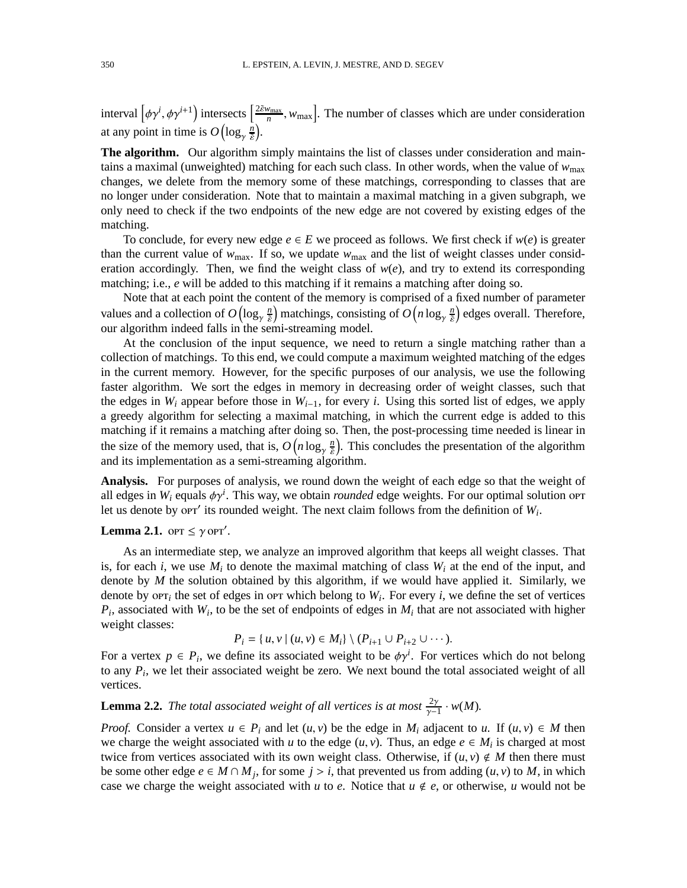interval $\left[\phi\gamma^i, \phi\gamma^{i+1}\right)$ intersects $\left[\frac{2\tilde{\varepsilon} w_{\max}}{n}, w_{\max}\right]$. The number of classes which are under consideration at any point in time is $O\left(\log_\gamma \frac{n}{\tilde{\varepsilon}}\right)$.

**The algorithm.** Our algorithm simply maintains the list of classes under consideration and maintains a maximal (unweighted) matching for each such class. In other words, when the value of $w_{\max}$ changes, we delete from the memory some of these matchings, corresponding to classes that are no longer under consideration. Note that to maintain a maximal matching in a given subgraph, we only need to check if the two endpoints of the new edge are not covered by existing edges of the matching.

To conclude, for every new edge $e \in E$ we proceed as follows. We first check if $w(e)$ is greater than the current value of $w_{\max}$. If so, we update $w_{\max}$ and the list of weight classes under consideration accordingly. Then, we find the weight class of $w(e)$, and try to extend its corresponding matching; i.e., $e$ will be added to this matching if it remains a matching after doing so.

Note that at each point the content of the memory is comprised of a fixed number of parameter values and a collection of $O\left(\log_\gamma \frac{n}{\tilde{\varepsilon}}\right)$ matchings, consisting of $O\left(n \log_\gamma \frac{n}{\tilde{\varepsilon}}\right)$ edges overall. Therefore, our algorithm indeed falls in the semi-streaming model.

At the conclusion of the input sequence, we need to return a single matching rather than a collection of matchings. To this end, we could compute a maximum weighted matching of the edges in the current memory. However, for the specific purposes of our analysis, we use the following faster algorithm. We sort the edges in memory in decreasing order of weight classes, such that the edges in $W_i$ appear before those in $W_{i-1}$, for every $i$. Using this sorted list of edges, we apply a greedy algorithm for selecting a maximal matching, in which the current edge is added to this matching if it remains a matching after doing so. Then, the post-processing time needed is linear in the size of the memory used, that is, $O\left(n \log_\gamma \frac{n}{\tilde{\varepsilon}}\right)$. This concludes the presentation of the algorithm and its implementation as a semi-streaming algorithm.

**Analysis.** For purposes of analysis, we round down the weight of each edge so that the weight of all edges in $W_i$ equals $\phi\gamma^i$. This way, we obtain *rounded* edge weights. For our optimal solution OPT let us denote by OPT′ its rounded weight. The next claim follows from the definition of $W_i$.

**Lemma 2.1.** OPT $\leq \gamma$ OPT′.

As an intermediate step, we analyze an improved algorithm that keeps all weight classes. That is, for each $i$, we use $M_i$ to denote the maximal matching of class $W_i$ at the end of the input, and denote by $M$ the solution obtained by this algorithm, if we would have applied it. Similarly, we denote by OPT$_i$ the set of edges in OPT which belong to $W_i$. For every $i$, we define the set of vertices $P_i$, associated with $W_i$, to be the set of endpoints of edges in $M_i$ that are not associated with higher weight classes:

$$P_i = \{\, u, v \mid (u, v) \in M_i \} \setminus (P_{i+1} \cup P_{i+2} \cup \cdots).$$

For a vertex $p \in P_i$, we define its associated weight to be $\phi\gamma^i$. For vertices which do not belong to any $P_i$, we let their associated weight be zero. We next bound the total associated weight of all vertices.

**Lemma 2.2.** *The total associated weight of all vertices is at most* $\frac{2\gamma}{\gamma-1} \cdot w(M)$.

*Proof.* Consider a vertex $u \in P_i$ and let $(u, v)$ be the edge in $M_i$ adjacent to $u$. If $(u, v) \in M$ then we charge the weight associated with $u$ to the edge $(u, v)$. Thus, an edge $e \in M_i$ is charged at most twice from vertices associated with its own weight class. Otherwise, if $(u, v) \notin M$ then there must be some other edge $e \in M \cap M_j$, for some $j > i$, that prevented us from adding $(u, v)$ to $M$, in which case we charge the weight associated with $u$ to $e$. Notice that $u \notin e$, or otherwise, $u$ would not be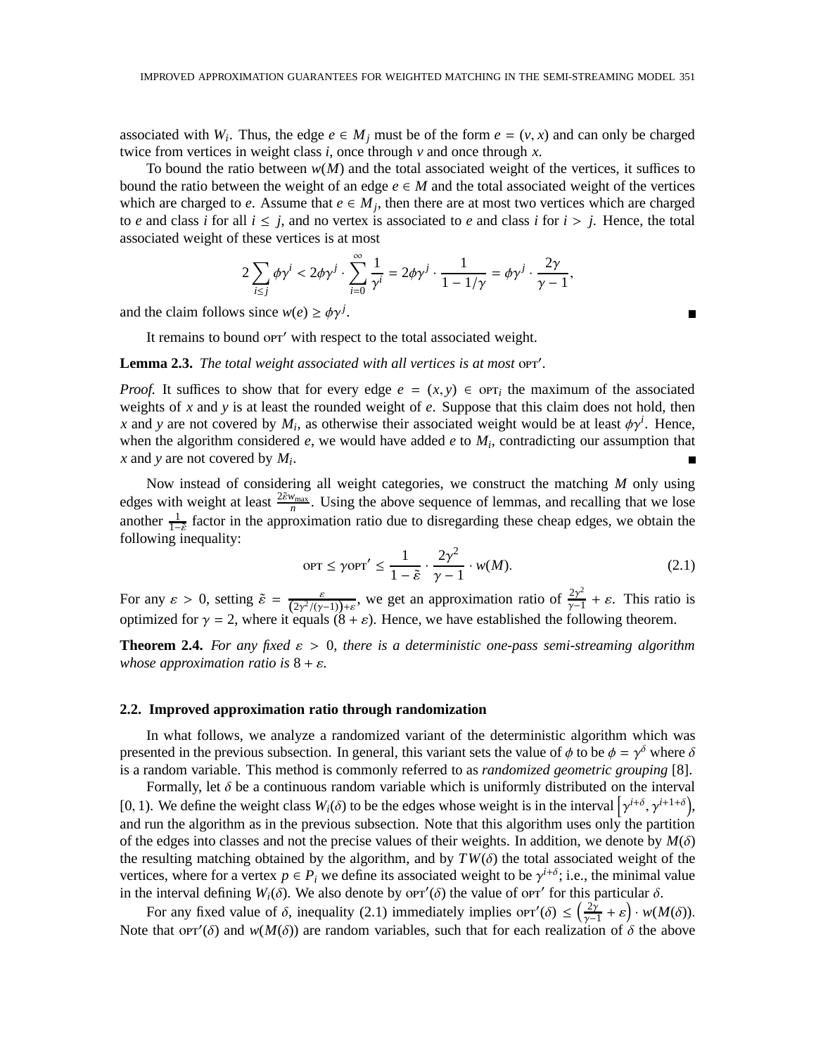associated with $W_i$. Thus, the edge $e \in M_j$ must be of the form $e = (v, x)$ and can only be charged twice from vertices in weight class $i$, once through $v$ and once through $x$.

To bound the ratio between $w(M)$ and the total associated weight of the vertices, it suffices to bound the ratio between the weight of an edge $e \in M$ and the total associated weight of the vertices which are charged to $e$. Assume that $e \in M_j$, then there are at most two vertices which are charged to $e$ and class $i$ for all $i \leq j$, and no vertex is associated to $e$ and class $i$ for $i > j$. Hence, the total associated weight of these vertices is at most

$$2 \sum_{i \leq j} \phi \gamma^i < 2\phi\gamma^j \cdot \sum_{i=0}^{\infty} \frac{1}{\gamma^i} = 2\phi\gamma^j \cdot \frac{1}{1 - 1/\gamma} = \phi\gamma^j \cdot \frac{2\gamma}{\gamma - 1},$$

and the claim follows since $w(e) \geq \phi\gamma^j$. ∎

It remains to bound $\text{OPT}'$ with respect to the total associated weight.

**Lemma 2.3.** *The total weight associated with all vertices is at most* $\text{OPT}'$.

*Proof.* It suffices to show that for every edge $e = (x, y) \in \text{OPT}_i$ the maximum of the associated weights of $x$ and $y$ is at least the rounded weight of $e$. Suppose that this claim does not hold, then $x$ and $y$ are not covered by $M_i$, as otherwise their associated weight would be at least $\phi\gamma^i$. Hence, when the algorithm considered $e$, we would have added $e$ to $M_i$, contradicting our assumption that $x$ and $y$ are not covered by $M_i$. ∎

Now instead of considering all weight categories, we construct the matching $M$ only using edges with weight at least $\frac{2\tilde{\varepsilon} w_{\max}}{n}$. Using the above sequence of lemmas, and recalling that we lose another $\frac{1}{1-\tilde{\varepsilon}}$ factor in the approximation ratio due to disregarding these cheap edges, we obtain the following inequality:

$$\text{OPT} \leq \gamma \text{OPT}' \leq \frac{1}{1 - \tilde{\varepsilon}} \cdot \frac{2\gamma^2}{\gamma - 1} \cdot w(M). \tag{2.1}$$

For any $\varepsilon > 0$, setting $\tilde{\varepsilon} = \frac{\varepsilon}{\left(2\gamma^2/(\gamma-1)\right)+\varepsilon}$, we get an approximation ratio of $\frac{2\gamma^2}{\gamma-1} + \varepsilon$. This ratio is optimized for $\gamma = 2$, where it equals $(8 + \varepsilon)$. Hence, we have established the following theorem.

**Theorem 2.4.** *For any fixed* $\varepsilon > 0$*, there is a deterministic one-pass semi-streaming algorithm whose approximation ratio is* $8 + \varepsilon$.

### 2.2. Improved approximation ratio through randomization

In what follows, we analyze a randomized variant of the deterministic algorithm which was presented in the previous subsection. In general, this variant sets the value of $\phi$ to be $\phi = \gamma^\delta$ where $\delta$ is a random variable. This method is commonly referred to as *randomized geometric grouping* [8].

Formally, let $\delta$ be a continuous random variable which is uniformly distributed on the interval $[0, 1)$. We define the weight class $W_i(\delta)$ to be the edges whose weight is in the interval $\left[\gamma^{i+\delta}, \gamma^{i+1+\delta}\right)$, and run the algorithm as in the previous subsection. Note that this algorithm uses only the partition of the edges into classes and not the precise values of their weights. In addition, we denote by $M(\delta)$ the resulting matching obtained by the algorithm, and by $TW(\delta)$ the total associated weight of the vertices, where for a vertex $p \in P_i$ we define its associated weight to be $\gamma^{i+\delta}$; i.e., the minimal value in the interval defining $W_i(\delta)$. We also denote by $\text{OPT}'(\delta)$ the value of $\text{OPT}'$ for this particular $\delta$.

For any fixed value of $\delta$, inequality (2.1) immediately implies $\text{OPT}'(\delta) \leq \left(\frac{2\gamma}{\gamma-1} + \varepsilon\right) \cdot w(M(\delta))$. Note that $\text{OPT}'(\delta)$ and $w(M(\delta))$ are random variables, such that for each realization of $\delta$ the above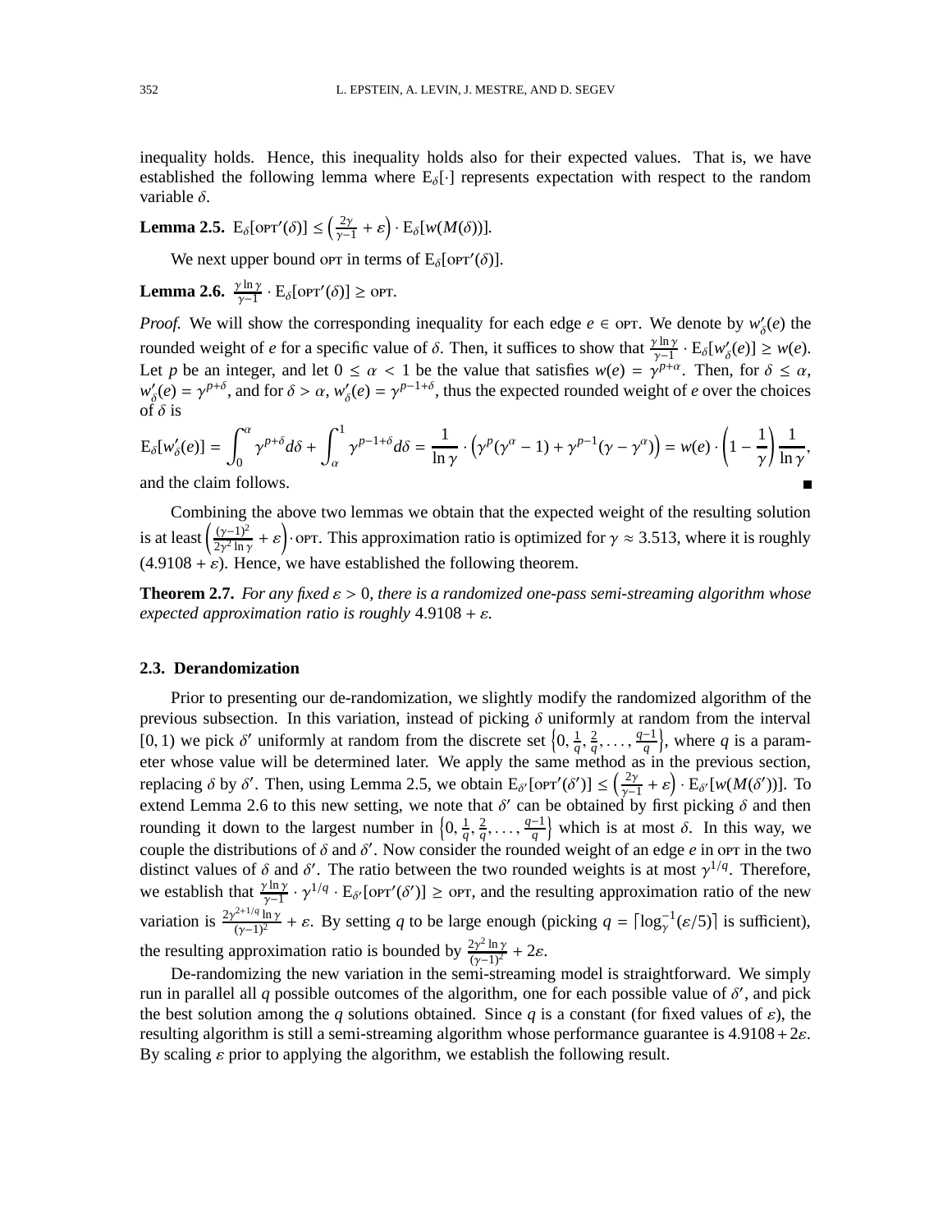inequality holds. Hence, this inequality holds also for their expected values. That is, we have established the following lemma where $\mathrm{E}_\delta[\cdot]$ represents expectation with respect to the random variable $\delta$.

**Lemma 2.5.** $\mathrm{E}_\delta[\text{OPT}'(\delta)] \le \left(\frac{2\gamma}{\gamma-1} + \varepsilon\right) \cdot \mathrm{E}_\delta[w(M(\delta))]$.

We next upper bound OPT in terms of $\mathrm{E}_\delta[\text{OPT}'(\delta)]$.

**Lemma 2.6.** $\frac{\gamma \ln \gamma}{\gamma-1} \cdot \mathrm{E}_\delta[\text{OPT}'(\delta)] \ge \text{OPT}$.

*Proof.* We will show the corresponding inequality for each edge $e \in \text{OPT}$. We denote by $w'_\delta(e)$ the rounded weight of $e$ for a specific value of $\delta$. Then, it suffices to show that $\frac{\gamma \ln \gamma}{\gamma-1} \cdot \mathrm{E}_\delta[w'_\delta(e)] \ge w(e)$. Let $p$ be an integer, and let $0 \le \alpha < 1$ be the value that satisfies $w(e) = \gamma^{p+\alpha}$. Then, for $\delta \le \alpha$, $w'_\delta(e) = \gamma^{p+\delta}$, and for $\delta > \alpha$, $w'_\delta(e) = \gamma^{p-1+\delta}$, thus the expected rounded weight of $e$ over the choices of $\delta$ is

$$\mathrm{E}_\delta[w'_\delta(e)] = \int_0^\alpha \gamma^{p+\delta} d\delta + \int_\alpha^1 \gamma^{p-1+\delta} d\delta = \frac{1}{\ln \gamma} \cdot \left(\gamma^p(\gamma^\alpha - 1) + \gamma^{p-1}(\gamma - \gamma^\alpha)\right) = w(e) \cdot \left(1 - \frac{1}{\gamma}\right) \frac{1}{\ln \gamma},$$

and the claim follows. ∎

Combining the above two lemmas we obtain that the expected weight of the resulting solution is at least $\left(\frac{(\gamma-1)^2}{2\gamma^2 \ln \gamma} + \varepsilon\right) \cdot \text{OPT}$. This approximation ratio is optimized for $\gamma \approx 3.513$, where it is roughly $(4.9108 + \varepsilon)$. Hence, we have established the following theorem.

**Theorem 2.7.** *For any fixed $\varepsilon > 0$, there is a randomized one-pass semi-streaming algorithm whose expected approximation ratio is roughly $4.9108 + \varepsilon$.*

### 2.3. Derandomization

Prior to presenting our de-randomization, we slightly modify the randomized algorithm of the previous subsection. In this variation, instead of picking $\delta$ uniformly at random from the interval $[0, 1)$ we pick $\delta'$ uniformly at random from the discrete set $\left\{0, \frac{1}{q}, \frac{2}{q}, \ldots, \frac{q-1}{q}\right\}$, where $q$ is a parameter whose value will be determined later. We apply the same method as in the previous section, replacing $\delta$ by $\delta'$. Then, using Lemma 2.5, we obtain $\mathrm{E}_{\delta'}[\text{OPT}'(\delta')] \le \left(\frac{2\gamma}{\gamma-1} + \varepsilon\right) \cdot \mathrm{E}_{\delta'}[w(M(\delta'))]$. To extend Lemma 2.6 to this new setting, we note that $\delta'$ can be obtained by first picking $\delta$ and then rounding it down to the largest number in $\left\{0, \frac{1}{q}, \frac{2}{q}, \ldots, \frac{q-1}{q}\right\}$ which is at most $\delta$. In this way, we couple the distributions of $\delta$ and $\delta'$. Now consider the rounded weight of an edge $e$ in OPT in the two distinct values of $\delta$ and $\delta'$. The ratio between the two rounded weights is at most $\gamma^{1/q}$. Therefore, we establish that $\frac{\gamma \ln \gamma}{\gamma-1} \cdot \gamma^{1/q} \cdot \mathrm{E}_{\delta'}[\text{OPT}'(\delta')] \ge \text{OPT}$, and the resulting approximation ratio of the new variation is $\frac{2\gamma^{2+1/q} \ln \gamma}{(\gamma-1)^2} + \varepsilon$. By setting $q$ to be large enough (picking $q = \lceil \log_\gamma^{-1}(\varepsilon/5) \rceil$ is sufficient), the resulting approximation ratio is bounded by $\frac{2\gamma^2 \ln \gamma}{(\gamma-1)^2} + 2\varepsilon$.

De-randomizing the new variation in the semi-streaming model is straightforward. We simply run in parallel all $q$ possible outcomes of the algorithm, one for each possible value of $\delta'$, and pick the best solution among the $q$ solutions obtained. Since $q$ is a constant (for fixed values of $\varepsilon$), the resulting algorithm is still a semi-streaming algorithm whose performance guarantee is $4.9108 + 2\varepsilon$. By scaling $\varepsilon$ prior to applying the algorithm, we establish the following result.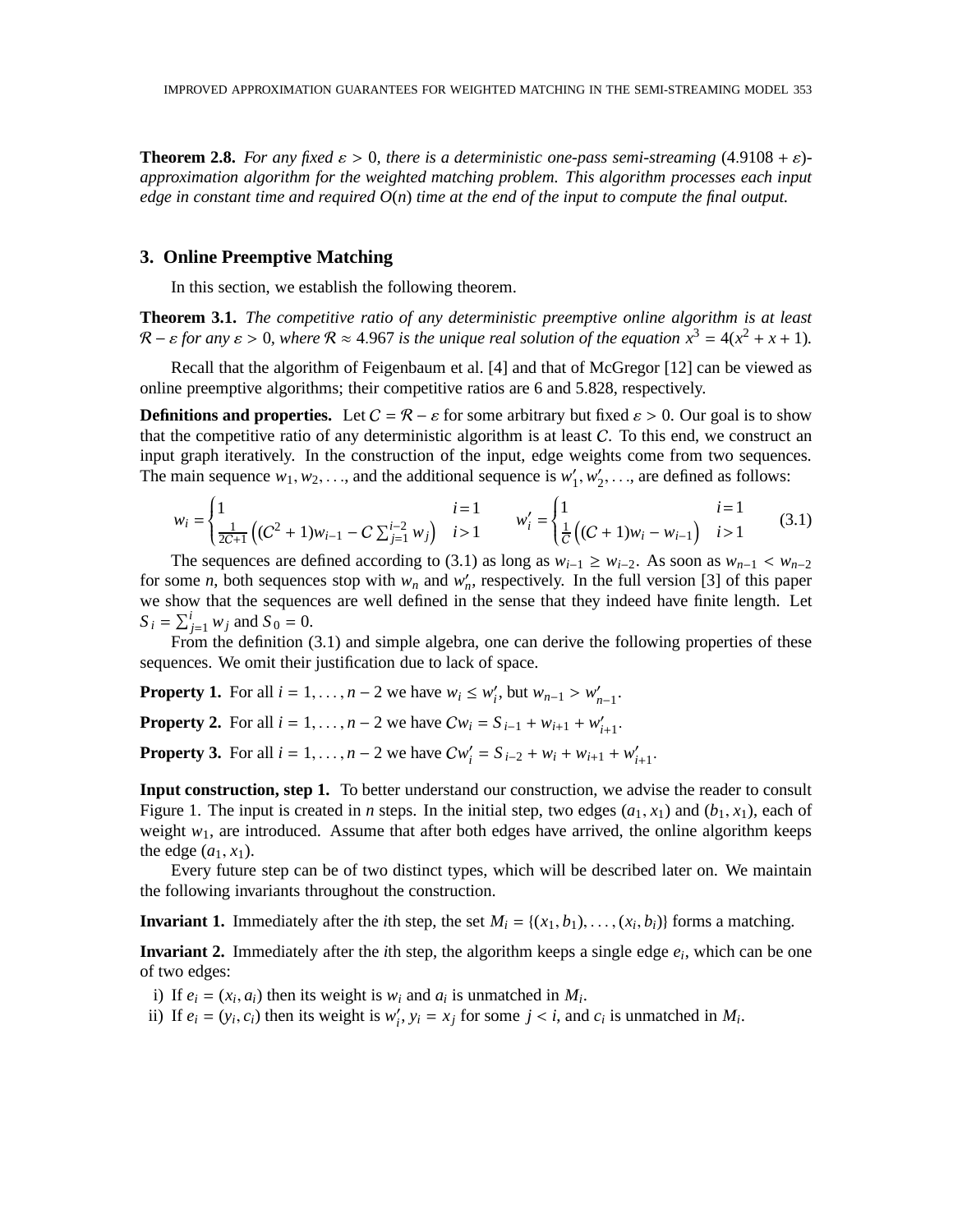**Theorem 2.8.** *For any fixed $\varepsilon > 0$, there is a deterministic one-pass semi-streaming $(4.9108 + \varepsilon)$-approximation algorithm for the weighted matching problem. This algorithm processes each input edge in constant time and required $O(n)$ time at the end of the input to compute the final output.*

## 3. Online Preemptive Matching

In this section, we establish the following theorem.

**Theorem 3.1.** *The competitive ratio of any deterministic preemptive online algorithm is at least $\mathcal{R} - \varepsilon$ for any $\varepsilon > 0$, where $\mathcal{R} \approx 4.967$ is the unique real solution of the equation $x^3 = 4(x^2 + x + 1)$.*

Recall that the algorithm of Feigenbaum et al. [4] and that of McGregor [12] can be viewed as online preemptive algorithms; their competitive ratios are 6 and 5.828, respectively.

**Definitions and properties.** Let $C = \mathcal{R} - \varepsilon$ for some arbitrary but fixed $\varepsilon > 0$. Our goal is to show that the competitive ratio of any deterministic algorithm is at least $C$. To this end, we construct an input graph iteratively. In the construction of the input, edge weights come from two sequences. The main sequence $w_1, w_2, \ldots$, and the additional sequence is $w'_1, w'_2, \ldots$, are defined as follows:

$$w_i = \begin{cases} 1 & i = 1 \\ \frac{1}{2C+1}\left((C^2+1)w_{i-1} - C\sum_{j=1}^{i-2} w_j\right) & i > 1 \end{cases} \qquad w'_i = \begin{cases} 1 & i = 1 \\ \frac{1}{C}\left((C+1)w_i - w_{i-1}\right) & i > 1 \end{cases} \tag{3.1}$$

The sequences are defined according to (3.1) as long as $w_{i-1} \geq w_{i-2}$. As soon as $w_{n-1} < w_{n-2}$ for some $n$, both sequences stop with $w_n$ and $w'_n$, respectively. In the full version [3] of this paper we show that the sequences are well defined in the sense that they indeed have finite length. Let $S_i = \sum_{j=1}^{i} w_j$ and $S_0 = 0$.

From the definition (3.1) and simple algebra, one can derive the following properties of these sequences. We omit their justification due to lack of space.

**Property 1.** For all $i = 1, \ldots, n-2$ we have $w_i \leq w'_i$, but $w_{n-1} > w'_{n-1}$.

**Property 2.** For all $i = 1, \ldots, n-2$ we have $Cw_i = S_{i-1} + w_{i+1} + w'_{i+1}$.

**Property 3.** For all $i = 1, \ldots, n-2$ we have $Cw'_i = S_{i-2} + w_i + w_{i+1} + w'_{i+1}$.

**Input construction, step 1.** To better understand our construction, we advise the reader to consult Figure 1. The input is created in $n$ steps. In the initial step, two edges $(a_1, x_1)$ and $(b_1, x_1)$, each of weight $w_1$, are introduced. Assume that after both edges have arrived, the online algorithm keeps the edge $(a_1, x_1)$.

Every future step can be of two distinct types, which will be described later on. We maintain the following invariants throughout the construction.

**Invariant 1.** Immediately after the $i$th step, the set $M_i = \{(x_1, b_1), \ldots, (x_i, b_i)\}$ forms a matching.

**Invariant 2.** Immediately after the $i$th step, the algorithm keeps a single edge $e_i$, which can be one of two edges:

i) If $e_i = (x_i, a_i)$ then its weight is $w_i$ and $a_i$ is unmatched in $M_i$.

ii) If $e_i = (y_i, c_i)$ then its weight is $w'_i$, $y_i = x_j$ for some $j < i$, and $c_i$ is unmatched in $M_i$.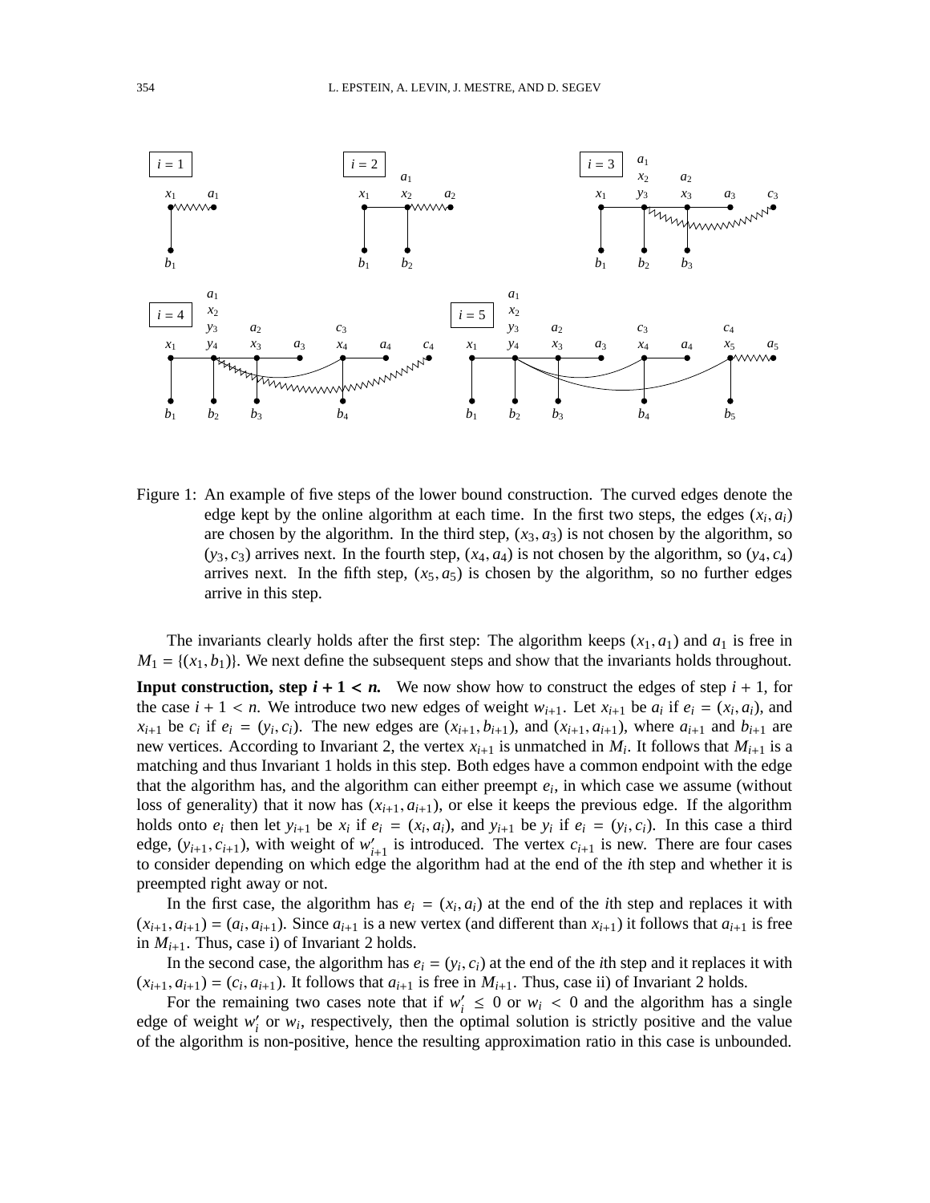Figure 1: An example of five steps of the lower bound construction. The curved edges denote the edge kept by the online algorithm at each time. In the first two steps, the edges $(x_i, a_i)$ are chosen by the algorithm. In the third step, $(x_3, a_3)$ is not chosen by the algorithm, so $(y_3, c_3)$ arrives next. In the fourth step, $(x_4, a_4)$ is not chosen by the algorithm, so $(y_4, c_4)$ arrives next. In the fifth step, $(x_5, a_5)$ is chosen by the algorithm, so no further edges arrive in this step.

The invariants clearly holds after the first step: The algorithm keeps $(x_1, a_1)$ and $a_1$ is free in $M_1 = \{(x_1, b_1)\}$. We next define the subsequent steps and show that the invariants holds throughout.

**Input construction, step $i + 1 < n$.** We now show how to construct the edges of step $i + 1$, for the case $i + 1 < n$. We introduce two new edges of weight $w_{i+1}$. Let $x_{i+1}$ be $a_i$ if $e_i = (x_i, a_i)$, and $x_{i+1}$ be $c_i$ if $e_i = (y_i, c_i)$. The new edges are $(x_{i+1}, b_{i+1})$, and $(x_{i+1}, a_{i+1})$, where $a_{i+1}$ and $b_{i+1}$ are new vertices. According to Invariant 2, the vertex $x_{i+1}$ is unmatched in $M_i$. It follows that $M_{i+1}$ is a matching and thus Invariant 1 holds in this step. Both edges have a common endpoint with the edge that the algorithm has, and the algorithm can either preempt $e_i$, in which case we assume (without loss of generality) that it now has $(x_{i+1}, a_{i+1})$, or else it keeps the previous edge. If the algorithm holds onto $e_i$ then let $y_{i+1}$ be $x_i$ if $e_i = (x_i, a_i)$, and $y_{i+1}$ be $y_i$ if $e_i = (y_i, c_i)$. In this case a third edge, $(y_{i+1}, c_{i+1})$, with weight of $w'_{i+1}$ is introduced. The vertex $c_{i+1}$ is new. There are four cases to consider depending on which edge the algorithm had at the end of the $i$th step and whether it is preempted right away or not.

In the first case, the algorithm has $e_i = (x_i, a_i)$ at the end of the $i$th step and replaces it with $(x_{i+1}, a_{i+1}) = (a_i, a_{i+1})$. Since $a_{i+1}$ is a new vertex (and different than $x_{i+1}$) it follows that $a_{i+1}$ is free in $M_{i+1}$. Thus, case i) of Invariant 2 holds.

In the second case, the algorithm has $e_i = (y_i, c_i)$ at the end of the $i$th step and it replaces it with $(x_{i+1}, a_{i+1}) = (c_i, a_{i+1})$. It follows that $a_{i+1}$ is free in $M_{i+1}$. Thus, case ii) of Invariant 2 holds.

For the remaining two cases note that if $w'_i \leq 0$ or $w_i < 0$ and the algorithm has a single edge of weight $w'_i$ or $w_i$, respectively, then the optimal solution is strictly positive and the value of the algorithm is non-positive, hence the resulting approximation ratio in this case is unbounded.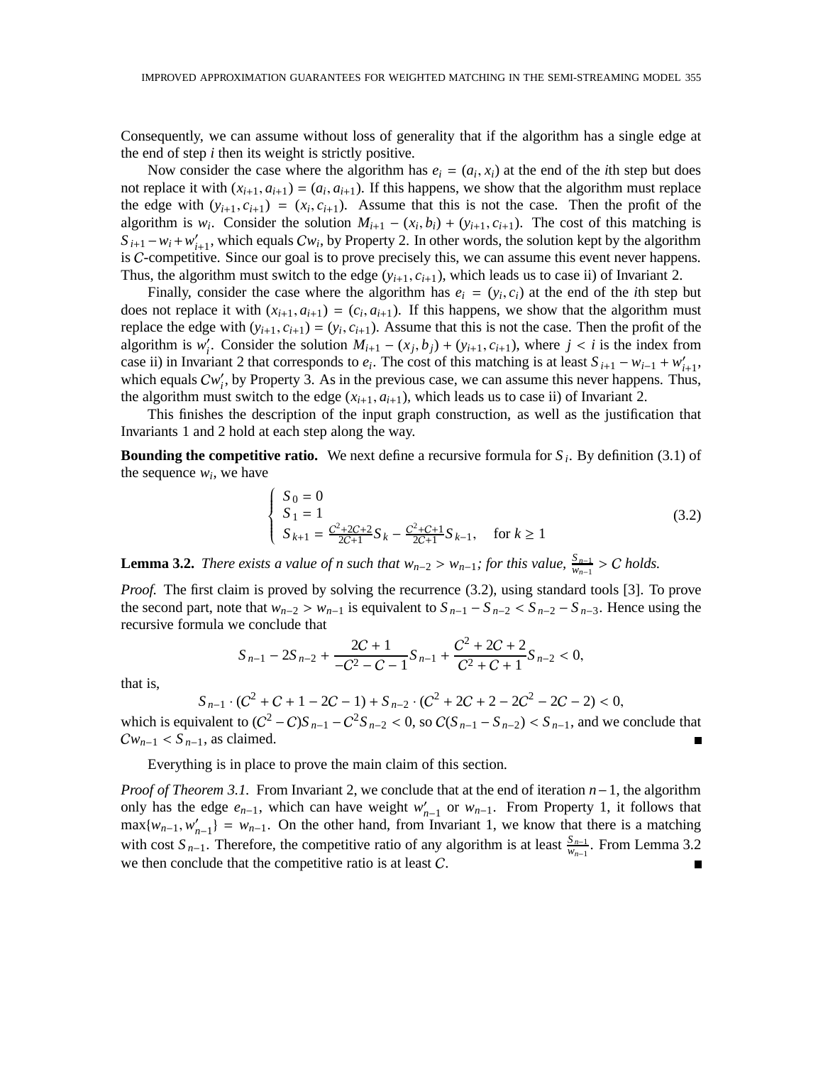Consequently, we can assume without loss of generality that if the algorithm has a single edge at the end of step $i$ then its weight is strictly positive.

Now consider the case where the algorithm has $e_i = (a_i, x_i)$ at the end of the $i$th step but does not replace it with $(x_{i+1}, a_{i+1}) = (a_i, a_{i+1})$. If this happens, we show that the algorithm must replace the edge with $(y_{i+1}, c_{i+1}) = (x_i, c_{i+1})$. Assume that this is not the case. Then the profit of the algorithm is $w_i$. Consider the solution $M_{i+1} - (x_i, b_i) + (y_{i+1}, c_{i+1})$. The cost of this matching is $S_{i+1} - w_i + w'_{i+1}$, which equals $Cw_i$, by Property 2. In other words, the solution kept by the algorithm is $C$-competitive. Since our goal is to prove precisely this, we can assume this event never happens. Thus, the algorithm must switch to the edge $(y_{i+1}, c_{i+1})$, which leads us to case ii) of Invariant 2.

Finally, consider the case where the algorithm has $e_i = (y_i, c_i)$ at the end of the $i$th step but does not replace it with $(x_{i+1}, a_{i+1}) = (c_i, a_{i+1})$. If this happens, we show that the algorithm must replace the edge with $(y_{i+1}, c_{i+1}) = (y_i, c_{i+1})$. Assume that this is not the case. Then the profit of the algorithm is $w'_i$. Consider the solution $M_{i+1} - (x_j, b_j) + (y_{i+1}, c_{i+1})$, where $j < i$ is the index from case ii) in Invariant 2 that corresponds to $e_i$. The cost of this matching is at least $S_{i+1} - w_{i-1} + w'_{i+1}$, which equals $Cw'_i$, by Property 3. As in the previous case, we can assume this never happens. Thus, the algorithm must switch to the edge $(x_{i+1}, a_{i+1})$, which leads us to case ii) of Invariant 2.

This finishes the description of the input graph construction, as well as the justification that Invariants 1 and 2 hold at each step along the way.

**Bounding the competitive ratio.** We next define a recursive formula for $S_i$. By definition (3.1) of the sequence $w_i$, we have

$$\begin{cases} S_0 = 0 \\ S_1 = 1 \\ S_{k+1} = \frac{C^2+2C+2}{2C+1} S_k - \frac{C^2+C+1}{2C+1} S_{k-1}, \quad \text{for } k \geq 1 \end{cases} \tag{3.2}$$

**Lemma 3.2.** *There exists a value of $n$ such that $w_{n-2} > w_{n-1}$; for this value, $\frac{S_{n-1}}{w_{n-1}} > C$ holds.*

*Proof.* The first claim is proved by solving the recurrence (3.2), using standard tools [3]. To prove the second part, note that $w_{n-2} > w_{n-1}$ is equivalent to $S_{n-1} - S_{n-2} < S_{n-2} - S_{n-3}$. Hence using the recursive formula we conclude that

$$S_{n-1} - 2S_{n-2} + \frac{2C+1}{-C^2 - C - 1} S_{n-1} + \frac{C^2+2C+2}{C^2+C+1} S_{n-2} < 0,$$

that is,

$$S_{n-1} \cdot (C^2 + C + 1 - 2C - 1) + S_{n-2} \cdot (C^2 + 2C + 2 - 2C^2 - 2C - 2) < 0,$$

which is equivalent to $(C^2 - C)S_{n-1} - C^2 S_{n-2} < 0$, so $C(S_{n-1} - S_{n-2}) < S_{n-1}$, and we conclude that $Cw_{n-1} < S_{n-1}$, as claimed. ∎

Everything is in place to prove the main claim of this section.

*Proof of Theorem 3.1.* From Invariant 2, we conclude that at the end of iteration $n-1$, the algorithm only has the edge $e_{n-1}$, which can have weight $w'_{n-1}$ or $w_{n-1}$. From Property 1, it follows that $\max\{w_{n-1}, w'_{n-1}\} = w_{n-1}$. On the other hand, from Invariant 1, we know that there is a matching with cost $S_{n-1}$. Therefore, the competitive ratio of any algorithm is at least $\frac{S_{n-1}}{w_{n-1}}$. From Lemma 3.2 we then conclude that the competitive ratio is at least $C$. ∎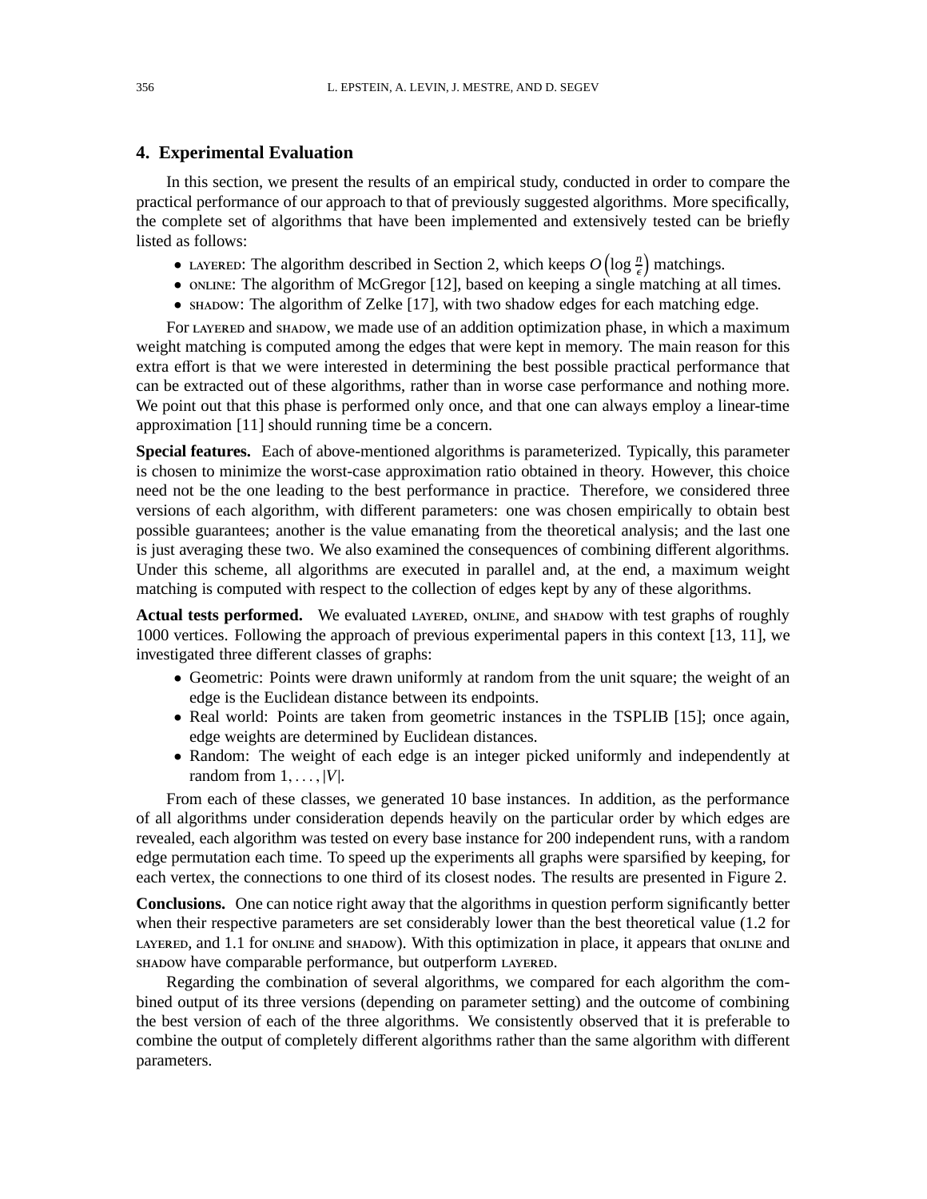## 4. Experimental Evaluation

In this section, we present the results of an empirical study, conducted in order to compare the practical performance of our approach to that of previously suggested algorithms. More specifically, the complete set of algorithms that have been implemented and extensively tested can be briefly listed as follows:

- LAYERED: The algorithm described in Section 2, which keeps $O\left(\log \frac{n}{\epsilon}\right)$ matchings.
- ONLINE: The algorithm of McGregor [12], based on keeping a single matching at all times.
- SHADOW: The algorithm of Zelke [17], with two shadow edges for each matching edge.

For LAYERED and SHADOW, we made use of an addition optimization phase, in which a maximum weight matching is computed among the edges that were kept in memory. The main reason for this extra effort is that we were interested in determining the best possible practical performance that can be extracted out of these algorithms, rather than in worse case performance and nothing more. We point out that this phase is performed only once, and that one can always employ a linear-time approximation [11] should running time be a concern.

**Special features.** Each of above-mentioned algorithms is parameterized. Typically, this parameter is chosen to minimize the worst-case approximation ratio obtained in theory. However, this choice need not be the one leading to the best performance in practice. Therefore, we considered three versions of each algorithm, with different parameters: one was chosen empirically to obtain best possible guarantees; another is the value emanating from the theoretical analysis; and the last one is just averaging these two. We also examined the consequences of combining different algorithms. Under this scheme, all algorithms are executed in parallel and, at the end, a maximum weight matching is computed with respect to the collection of edges kept by any of these algorithms.

**Actual tests performed.** We evaluated LAYERED, ONLINE, and SHADOW with test graphs of roughly 1000 vertices. Following the approach of previous experimental papers in this context [13, 11], we investigated three different classes of graphs:

- Geometric: Points were drawn uniformly at random from the unit square; the weight of an edge is the Euclidean distance between its endpoints.
- Real world: Points are taken from geometric instances in the TSPLIB [15]; once again, edge weights are determined by Euclidean distances.
- Random: The weight of each edge is an integer picked uniformly and independently at random from $1, \ldots, |V|$.

From each of these classes, we generated 10 base instances. In addition, as the performance of all algorithms under consideration depends heavily on the particular order by which edges are revealed, each algorithm was tested on every base instance for 200 independent runs, with a random edge permutation each time. To speed up the experiments all graphs were sparsified by keeping, for each vertex, the connections to one third of its closest nodes. The results are presented in Figure 2.

**Conclusions.** One can notice right away that the algorithms in question perform significantly better when their respective parameters are set considerably lower than the best theoretical value (1.2 for LAYERED, and 1.1 for ONLINE and SHADOW). With this optimization in place, it appears that ONLINE and SHADOW have comparable performance, but outperform LAYERED.

Regarding the combination of several algorithms, we compared for each algorithm the combined output of its three versions (depending on parameter setting) and the outcome of combining the best version of each of the three algorithms. We consistently observed that it is preferable to combine the output of completely different algorithms rather than the same algorithm with different parameters.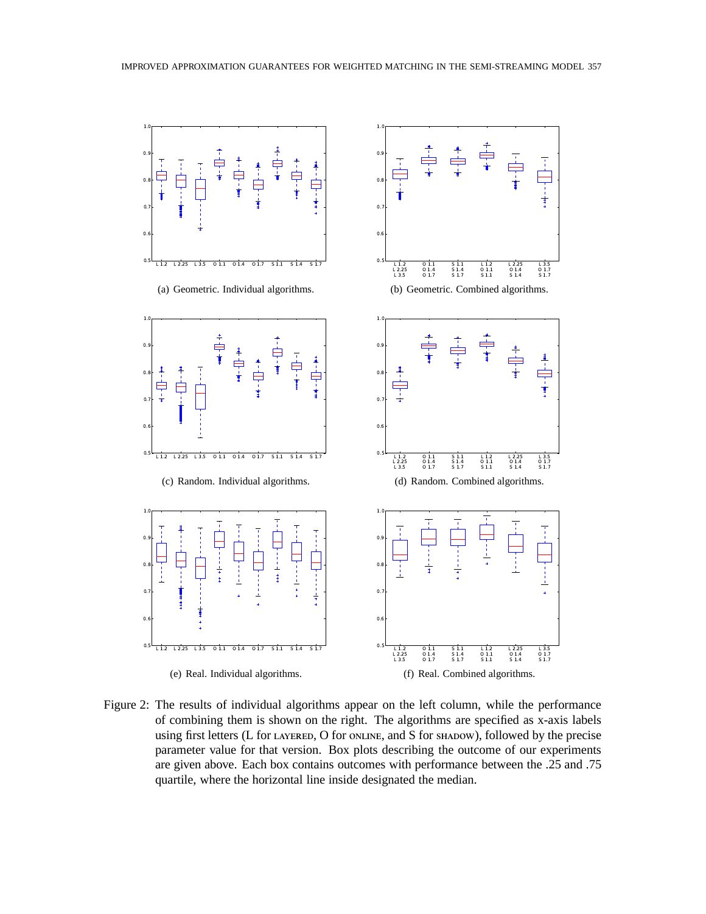(a) Geometric. Individual algorithms.

(b) Geometric. Combined algorithms.

(c) Random. Individual algorithms.

(d) Random. Combined algorithms.

(e) Real. Individual algorithms.

(f) Real. Combined algorithms.

Figure 2: The results of individual algorithms appear on the left column, while the performance of combining them is shown on the right. The algorithms are specified as x-axis labels using first letters (L for LAYERED, O for ONLINE, and S for SHADOW), followed by the precise parameter value for that version. Box plots describing the outcome of our experiments are given above. Each box contains outcomes with performance between the .25 and .75 quartile, where the horizontal line inside designated the median.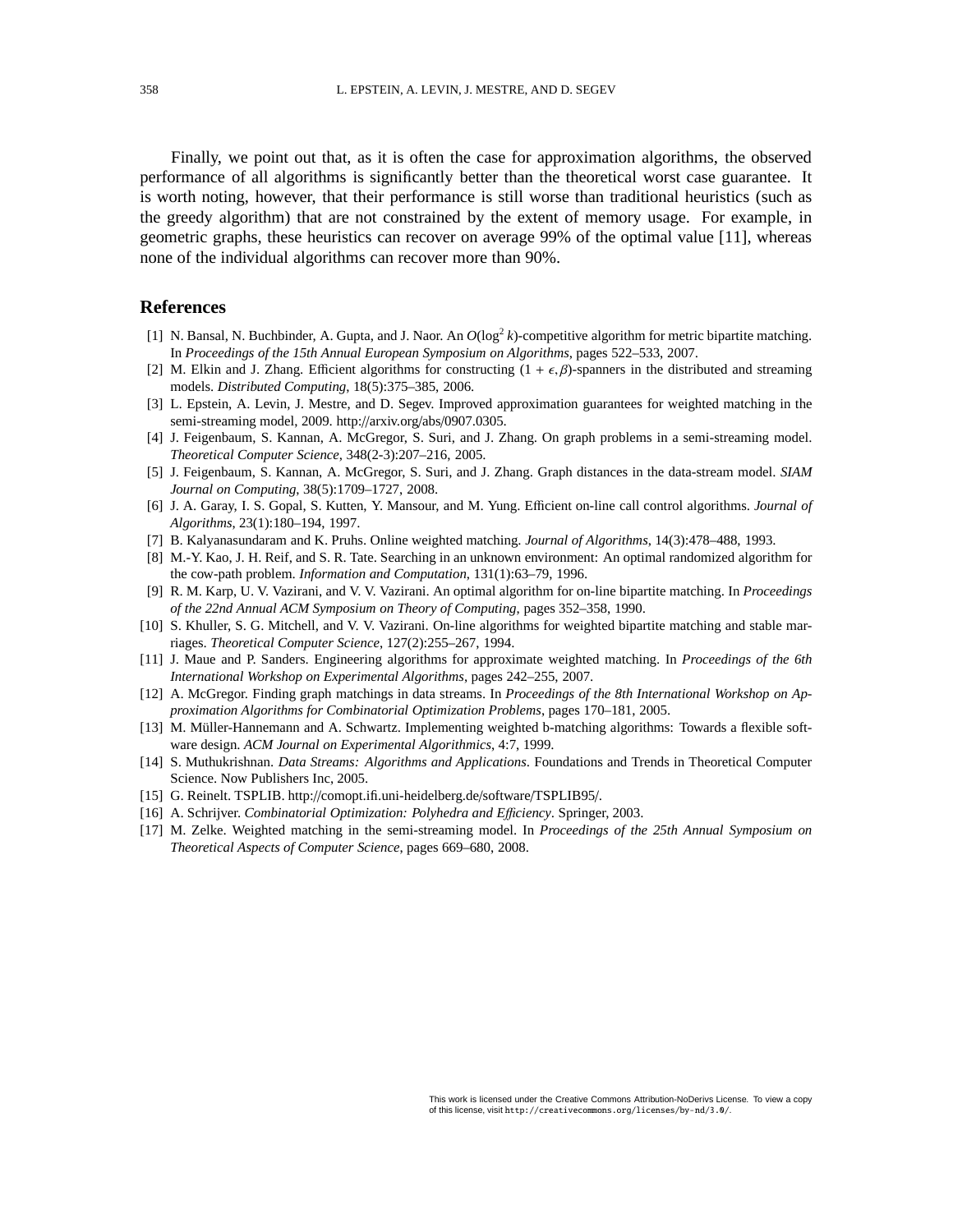Finally, we point out that, as it is often the case for approximation algorithms, the observed performance of all algorithms is significantly better than the theoretical worst case guarantee. It is worth noting, however, that their performance is still worse than traditional heuristics (such as the greedy algorithm) that are not constrained by the extent of memory usage. For example, in geometric graphs, these heuristics can recover on average 99% of the optimal value [11], whereas none of the individual algorithms can recover more than 90%.

## References

[1] N. Bansal, N. Buchbinder, A. Gupta, and J. Naor. An $O(\log^2 k)$-competitive algorithm for metric bipartite matching. In *Proceedings of the 15th Annual European Symposium on Algorithms*, pages 522–533, 2007.

[2] M. Elkin and J. Zhang. Efficient algorithms for constructing $(1+\epsilon,\beta)$-spanners in the distributed and streaming models. *Distributed Computing*, 18(5):375–385, 2006.

[3] L. Epstein, A. Levin, J. Mestre, and D. Segev. Improved approximation guarantees for weighted matching in the semi-streaming model, 2009. http://arxiv.org/abs/0907.0305.

[4] J. Feigenbaum, S. Kannan, A. McGregor, S. Suri, and J. Zhang. On graph problems in a semi-streaming model. *Theoretical Computer Science*, 348(2-3):207–216, 2005.

[5] J. Feigenbaum, S. Kannan, A. McGregor, S. Suri, and J. Zhang. Graph distances in the data-stream model. *SIAM Journal on Computing*, 38(5):1709–1727, 2008.

[6] J. A. Garay, I. S. Gopal, S. Kutten, Y. Mansour, and M. Yung. Efficient on-line call control algorithms. *Journal of Algorithms*, 23(1):180–194, 1997.

[7] B. Kalyanasundaram and K. Pruhs. Online weighted matching. *Journal of Algorithms*, 14(3):478–488, 1993.

[8] M.-Y. Kao, J. H. Reif, and S. R. Tate. Searching in an unknown environment: An optimal randomized algorithm for the cow-path problem. *Information and Computation*, 131(1):63–79, 1996.

[9] R. M. Karp, U. V. Vazirani, and V. V. Vazirani. An optimal algorithm for on-line bipartite matching. In *Proceedings of the 22nd Annual ACM Symposium on Theory of Computing*, pages 352–358, 1990.

[10] S. Khuller, S. G. Mitchell, and V. V. Vazirani. On-line algorithms for weighted bipartite matching and stable marriages. *Theoretical Computer Science*, 127(2):255–267, 1994.

[11] J. Maue and P. Sanders. Engineering algorithms for approximate weighted matching. In *Proceedings of the 6th International Workshop on Experimental Algorithms*, pages 242–255, 2007.

[12] A. McGregor. Finding graph matchings in data streams. In *Proceedings of the 8th International Workshop on Approximation Algorithms for Combinatorial Optimization Problems*, pages 170–181, 2005.

[13] M. Müller-Hannemann and A. Schwartz. Implementing weighted b-matching algorithms: Towards a flexible software design. *ACM Journal on Experimental Algorithmics*, 4:7, 1999.

[14] S. Muthukrishnan. *Data Streams: Algorithms and Applications*. Foundations and Trends in Theoretical Computer Science. Now Publishers Inc, 2005.

[15] G. Reinelt. TSPLIB. http://comopt.ifi.uni-heidelberg.de/software/TSPLIB95/.

[16] A. Schrijver. *Combinatorial Optimization: Polyhedra and Efficiency*. Springer, 2003.

[17] M. Zelke. Weighted matching in the semi-streaming model. In *Proceedings of the 25th Annual Symposium on Theoretical Aspects of Computer Science*, pages 669–680, 2008.

This work is licensed under the Creative Commons Attribution-NoDerivs License. To view a copy of this license, visit http://creativecommons.org/licenses/by-nd/3.0/.